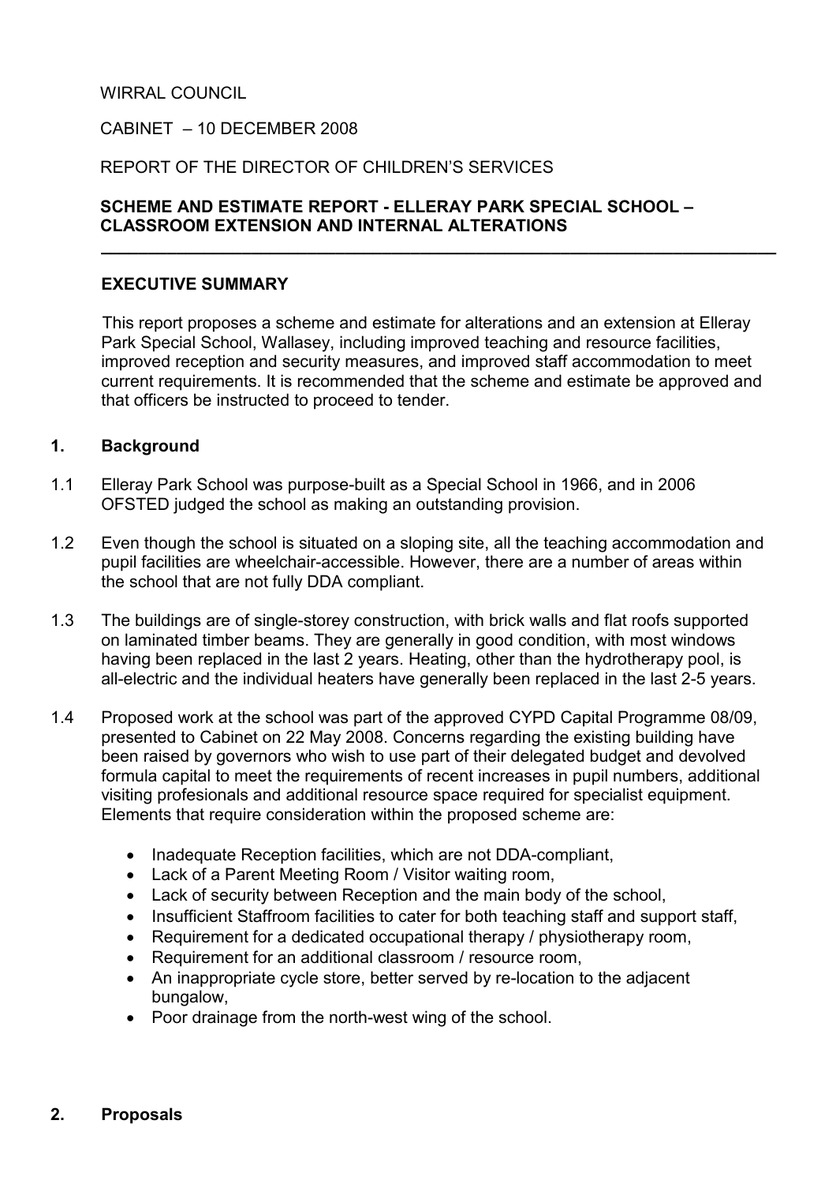WIRRAL COUNCIL

CABINET – 10 DECEMBER 2008

REPORT OF THE DIRECTOR OF CHILDREN'S SERVICES

**SCHEME AND ESTIMATE REPORT - ELLERAY PARK SPECIAL SCHOOL – CLASSROOM EXTENSION AND INTERNAL ALTERATIONS**

---

**EXECUTIVE SUMMARY**

This report proposes a scheme and estimate for alterations and an extension at Elleray Park Special School, Wallasey, including improved teaching and resource facilities, improved reception and security measures, and improved staff accommodation to meet current requirements. It is recommended that the scheme and estimate be approved and that officers be instructed to proceed to tender.

## 1. Background

1.1 Elleray Park School was purpose-built as a Special School in 1966, and in 2006 OFSTED judged the school as making an outstanding provision.

1.2 Even though the school is situated on a sloping site, all the teaching accommodation and pupil facilities are wheelchair-accessible. However, there are a number of areas within the school that are not fully DDA compliant.

1.3 The buildings are of single-storey construction, with brick walls and flat roofs supported on laminated timber beams. They are generally in good condition, with most windows having been replaced in the last 2 years. Heating, other than the hydrotherapy pool, is all-electric and the individual heaters have generally been replaced in the last 2-5 years.

1.4 Proposed work at the school was part of the approved CYPD Capital Programme 08/09, presented to Cabinet on 22 May 2008. Concerns regarding the existing building have been raised by governors who wish to use part of their delegated budget and devolved formula capital to meet the requirements of recent increases in pupil numbers, additional visiting profesionals and additional resource space required for specialist equipment. Elements that require consideration within the proposed scheme are:

- Inadequate Reception facilities, which are not DDA-compliant,
- Lack of a Parent Meeting Room / Visitor waiting room,
- Lack of security between Reception and the main body of the school,
- Insufficient Staffroom facilities to cater for both teaching staff and support staff,
- Requirement for a dedicated occupational therapy / physiotherapy room,
- Requirement for an additional classroom / resource room,
- An inappropriate cycle store, better served by re-location to the adjacent bungalow,
- Poor drainage from the north-west wing of the school.

## 2. Proposals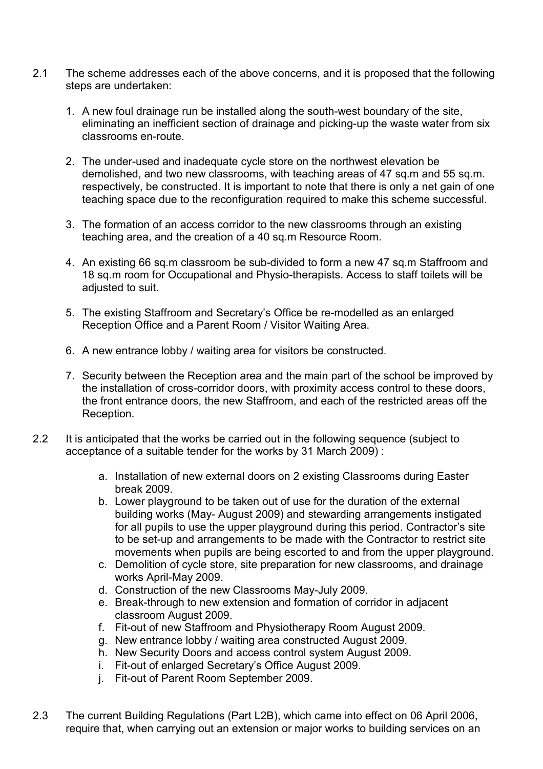2.1 The scheme addresses each of the above concerns, and it is proposed that the following steps are undertaken:

1. A new foul drainage run be installed along the south-west boundary of the site, eliminating an inefficient section of drainage and picking-up the waste water from six classrooms en-route.

2. The under-used and inadequate cycle store on the northwest elevation be demolished, and two new classrooms, with teaching areas of 47 sq.m and 55 sq.m. respectively, be constructed. It is important to note that there is only a net gain of one teaching space due to the reconfiguration required to make this scheme successful.

3. The formation of an access corridor to the new classrooms through an existing teaching area, and the creation of a 40 sq.m Resource Room.

4. An existing 66 sq.m classroom be sub-divided to form a new 47 sq.m Staffroom and 18 sq.m room for Occupational and Physio-therapists. Access to staff toilets will be adjusted to suit.

5. The existing Staffroom and Secretary's Office be re-modelled as an enlarged Reception Office and a Parent Room / Visitor Waiting Area.

6. A new entrance lobby / waiting area for visitors be constructed.

7. Security between the Reception area and the main part of the school be improved by the installation of cross-corridor doors, with proximity access control to these doors, the front entrance doors, the new Staffroom, and each of the restricted areas off the Reception.

2.2 It is anticipated that the works be carried out in the following sequence (subject to acceptance of a suitable tender for the works by 31 March 2009) :

a. Installation of new external doors on 2 existing Classrooms during Easter break 2009.
b. Lower playground to be taken out of use for the duration of the external building works (May- August 2009) and stewarding arrangements instigated for all pupils to use the upper playground during this period. Contractor's site to be set-up and arrangements to be made with the Contractor to restrict site movements when pupils are being escorted to and from the upper playground.
c. Demolition of cycle store, site preparation for new classrooms, and drainage works April-May 2009.
d. Construction of the new Classrooms May-July 2009.
e. Break-through to new extension and formation of corridor in adjacent classroom August 2009.
f. Fit-out of new Staffroom and Physiotherapy Room August 2009.
g. New entrance lobby / waiting area constructed August 2009.
h. New Security Doors and access control system August 2009.
i. Fit-out of enlarged Secretary's Office August 2009.
j. Fit-out of Parent Room September 2009.

2.3 The current Building Regulations (Part L2B), which came into effect on 06 April 2006, require that, when carrying out an extension or major works to building services on an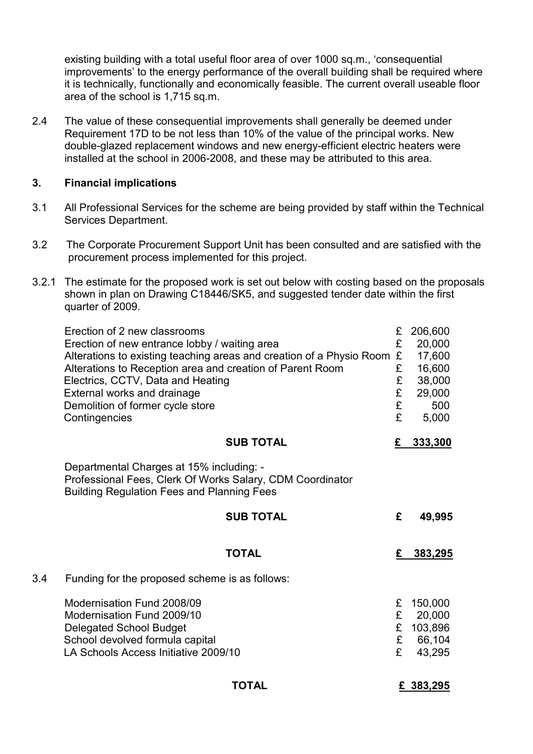existing building with a total useful floor area of over 1000 sq.m., 'consequential improvements' to the energy performance of the overall building shall be required where it is technically, functionally and economically feasible. The current overall useable floor area of the school is 1,715 sq.m.

2.4 The value of these consequential improvements shall generally be deemed under Requirement 17D to be not less than 10% of the value of the principal works. New double-glazed replacement windows and new energy-efficient electric heaters were installed at the school in 2006-2008, and these may be attributed to this area.

## 3. Financial implications

3.1 All Professional Services for the scheme are being provided by staff within the Technical Services Department.

3.2 The Corporate Procurement Support Unit has been consulted and are satisfied with the procurement process implemented for this project.

3.2.1 The estimate for the proposed work is set out below with costing based on the proposals shown in plan on Drawing C18446/SK5, and suggested tender date within the first quarter of 2009.

| Item | | Amount |
|---|---|---|
| Erection of 2 new classrooms | £ | 206,600 |
| Erection of new entrance lobby / waiting area | £ | 20,000 |
| Alterations to existing teaching areas and creation of a Physio Room | £ | 17,600 |
| Alterations to Reception area and creation of Parent Room | £ | 16,600 |
| Electrics, CCTV, Data and Heating | £ | 38,000 |
| External works and drainage | £ | 29,000 |
| Demolition of former cycle store | £ | 500 |
| Contingencies | £ | 5,000 |
| **SUB TOTAL** | **£** | **333,300** |
| Departmental Charges at 15% including: - Professional Fees, Clerk Of Works Salary, CDM Coordinator Building Regulation Fees and Planning Fees | | |
| **SUB TOTAL** | **£** | **49,995** |
| **TOTAL** | **£** | **383,295** |

3.4 Funding for the proposed scheme is as follows:

| Source | | Amount |
|---|---|---|
| Modernisation Fund 2008/09 | £ | 150,000 |
| Modernisation Fund 2009/10 | £ | 20,000 |
| Delegated School Budget | £ | 103,896 |
| School devolved formula capital | £ | 66,104 |
| LA Schools Access Initiative 2009/10 | £ | 43,295 |
| **TOTAL** | **£** | **383,295** |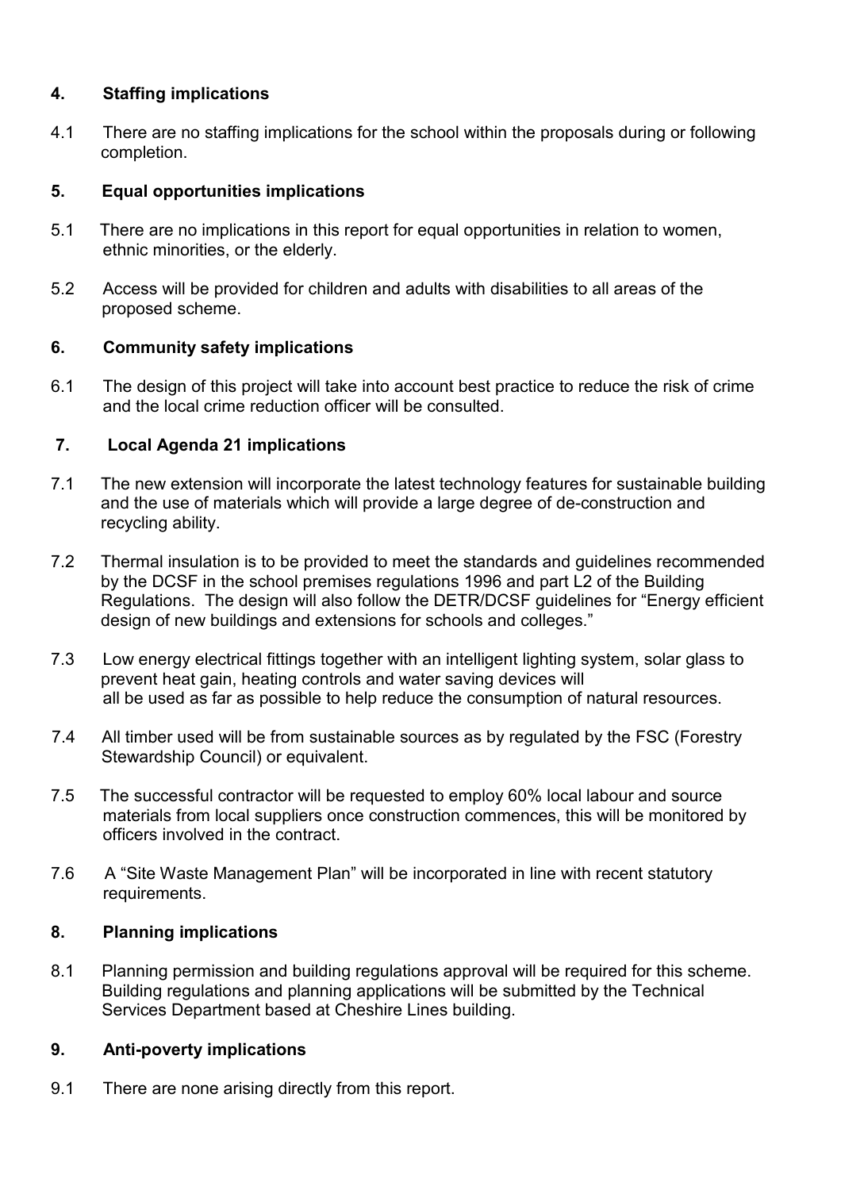## 4. Staffing implications

4.1 There are no staffing implications for the school within the proposals during or following completion.

## 5. Equal opportunities implications

5.1 There are no implications in this report for equal opportunities in relation to women, ethnic minorities, or the elderly.

5.2 Access will be provided for children and adults with disabilities to all areas of the proposed scheme.

## 6. Community safety implications

6.1 The design of this project will take into account best practice to reduce the risk of crime and the local crime reduction officer will be consulted.

## 7. Local Agenda 21 implications

7.1 The new extension will incorporate the latest technology features for sustainable building and the use of materials which will provide a large degree of de-construction and recycling ability.

7.2 Thermal insulation is to be provided to meet the standards and guidelines recommended by the DCSF in the school premises regulations 1996 and part L2 of the Building Regulations. The design will also follow the DETR/DCSF guidelines for "Energy efficient design of new buildings and extensions for schools and colleges."

7.3 Low energy electrical fittings together with an intelligent lighting system, solar glass to prevent heat gain, heating controls and water saving devices will all be used as far as possible to help reduce the consumption of natural resources.

7.4 All timber used will be from sustainable sources as by regulated by the FSC (Forestry Stewardship Council) or equivalent.

7.5 The successful contractor will be requested to employ 60% local labour and source materials from local suppliers once construction commences, this will be monitored by officers involved in the contract.

7.6 A "Site Waste Management Plan" will be incorporated in line with recent statutory requirements.

## 8. Planning implications

8.1 Planning permission and building regulations approval will be required for this scheme. Building regulations and planning applications will be submitted by the Technical Services Department based at Cheshire Lines building.

## 9. Anti-poverty implications

9.1 There are none arising directly from this report.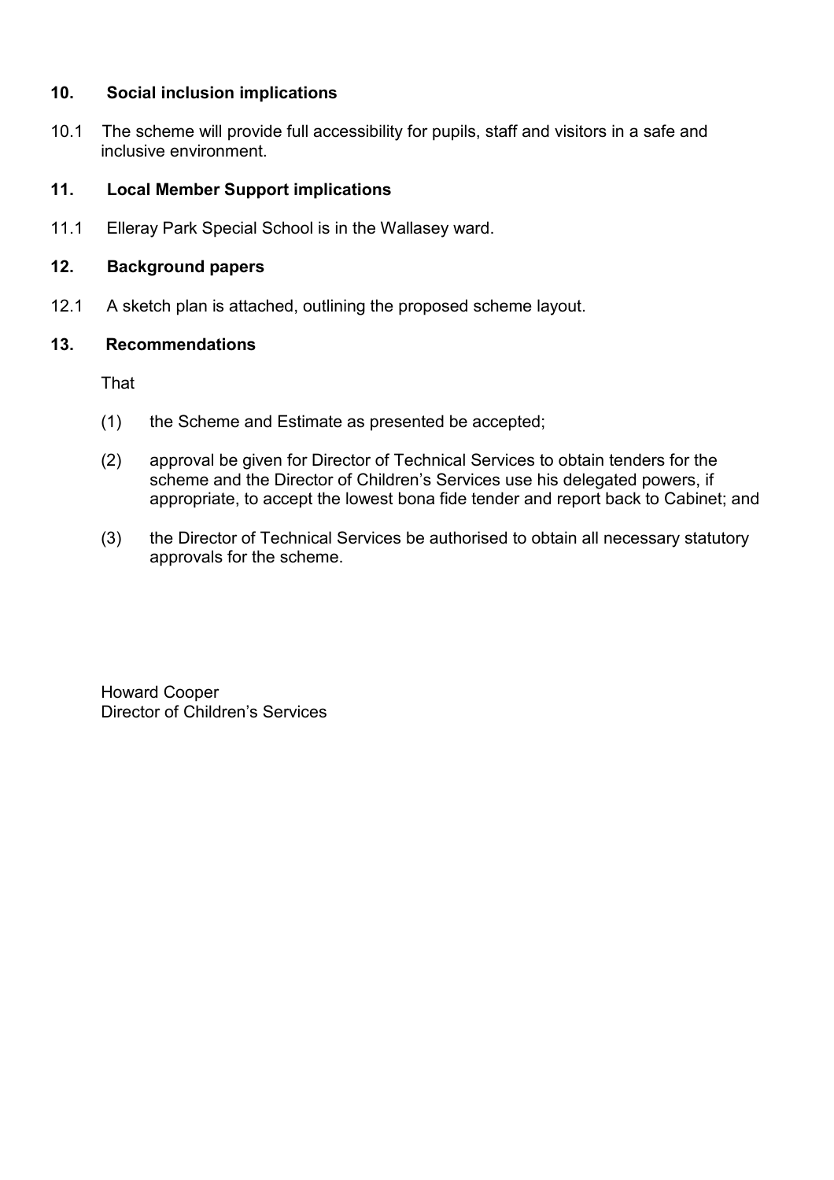## 10. Social inclusion implications

10.1 The scheme will provide full accessibility for pupils, staff and visitors in a safe and inclusive environment.

## 11. Local Member Support implications

11.1 Elleray Park Special School is in the Wallasey ward.

## 12. Background papers

12.1 A sketch plan is attached, outlining the proposed scheme layout.

## 13. Recommendations

That

(1) the Scheme and Estimate as presented be accepted;

(2) approval be given for Director of Technical Services to obtain tenders for the scheme and the Director of Children's Services use his delegated powers, if appropriate, to accept the lowest bona fide tender and report back to Cabinet; and

(3) the Director of Technical Services be authorised to obtain all necessary statutory approvals for the scheme.

Howard Cooper
Director of Children's Services